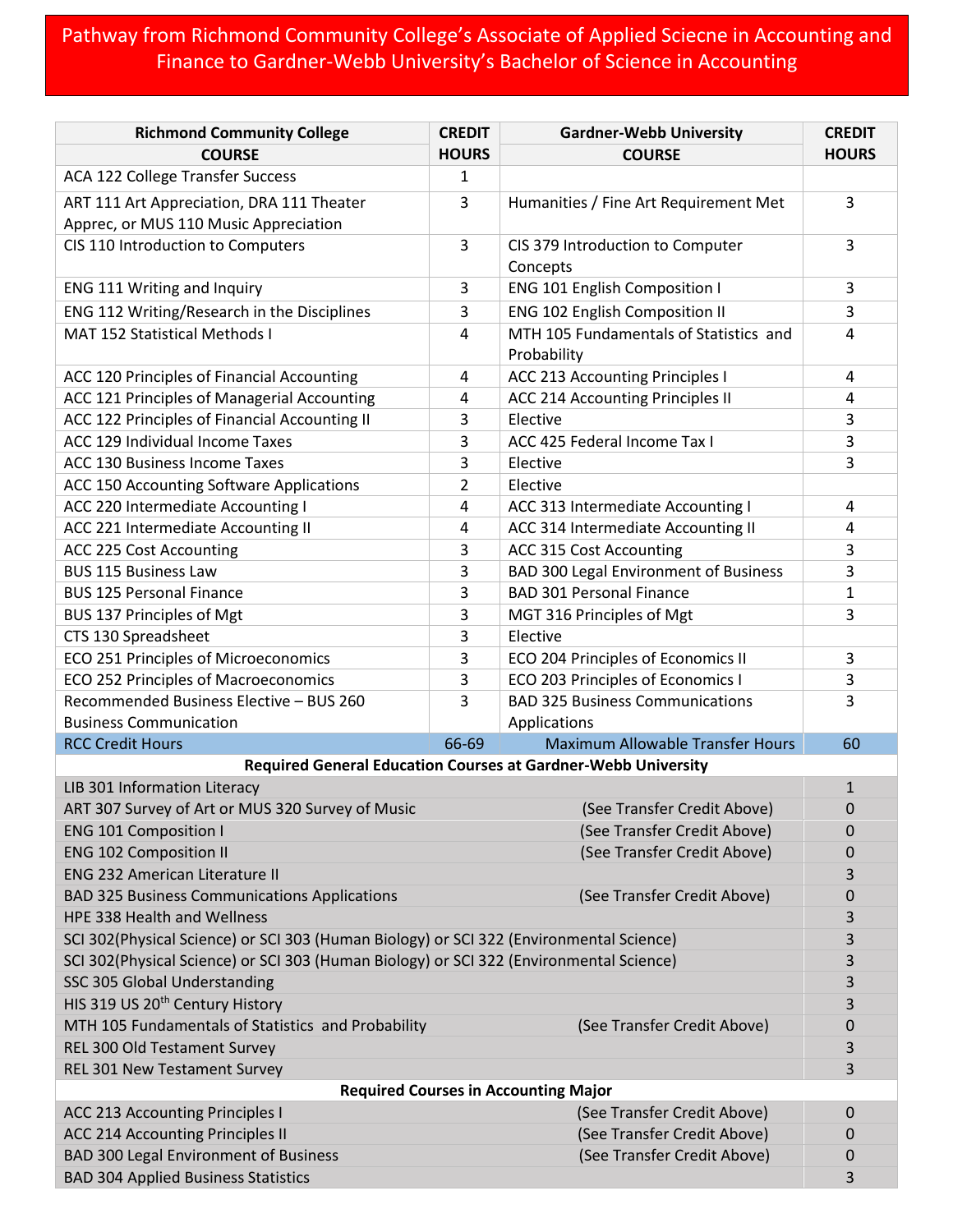# Pathway from Richmond Community College's Associate of Applied Sciecne in Accounting and Finance to Gardner-Webb University's Bachelor of Science in Accounting

| Richmond Community College COURSE | CREDIT HOURS | Gardner-Webb University COURSE | CREDIT HOURS |
|---|---|---|---|
| ACA 122 College Transfer Success | 1 | | |
| ART 111 Art Appreciation, DRA 111 Theater Apprec, or MUS 110 Music Appreciation | 3 | Humanities / Fine Art Requirement Met | 3 |
| CIS 110 Introduction to Computers | 3 | CIS 379 Introduction to Computer Concepts | 3 |
| ENG 111 Writing and Inquiry | 3 | ENG 101 English Composition I | 3 |
| ENG 112 Writing/Research in the Disciplines | 3 | ENG 102 English Composition II | 3 |
| MAT 152 Statistical Methods I | 4 | MTH 105 Fundamentals of Statistics and Probability | 4 |
| ACC 120 Principles of Financial Accounting | 4 | ACC 213 Accounting Principles I | 4 |
| ACC 121 Principles of Managerial Accounting | 4 | ACC 214 Accounting Principles II | 4 |
| ACC 122 Principles of Financial Accounting II | 3 | Elective | 3 |
| ACC 129 Individual Income Taxes | 3 | ACC 425 Federal Income Tax I | 3 |
| ACC 130 Business Income Taxes | 3 | Elective | 3 |
| ACC 150 Accounting Software Applications | 2 | Elective | |
| ACC 220 Intermediate Accounting I | 4 | ACC 313 Intermediate Accounting I | 4 |
| ACC 221 Intermediate Accounting II | 4 | ACC 314 Intermediate Accounting II | 4 |
| ACC 225 Cost Accounting | 3 | ACC 315 Cost Accounting | 3 |
| BUS 115 Business Law | 3 | BAD 300 Legal Environment of Business | 3 |
| BUS 125 Personal Finance | 3 | BAD 301 Personal Finance | 1 |
| BUS 137 Principles of Mgt | 3 | MGT 316 Principles of Mgt | 3 |
| CTS 130 Spreadsheet | 3 | Elective | |
| ECO 251 Principles of Microeconomics | 3 | ECO 204 Principles of Economics II | 3 |
| ECO 252 Principles of Macroeconomics | 3 | ECO 203 Principles of Economics I | 3 |
| Recommended Business Elective – BUS 260 Business Communication | 3 | BAD 325 Business Communications Applications | 3 |
| RCC Credit Hours | 66-69 | Maximum Allowable Transfer Hours | 60 |
| **Required General Education Courses at Gardner-Webb University** | | | |
| LIB 301 Information Literacy | | | 1 |
| ART 307 Survey of Art or MUS 320 Survey of Music | | (See Transfer Credit Above) | 0 |
| ENG 101 Composition I | | (See Transfer Credit Above) | 0 |
| ENG 102 Composition II | | (See Transfer Credit Above) | 0 |
| ENG 232 American Literature II | | | 3 |
| BAD 325 Business Communications Applications | | (See Transfer Credit Above) | 0 |
| HPE 338 Health and Wellness | | | 3 |
| SCI 302(Physical Science) or SCI 303 (Human Biology) or SCI 322 (Environmental Science) | | | 3 |
| SCI 302(Physical Science) or SCI 303 (Human Biology) or SCI 322 (Environmental Science) | | | 3 |
| SSC 305 Global Understanding | | | 3 |
| HIS 319 US 20th Century History | | | 3 |
| MTH 105 Fundamentals of Statistics and Probability | | (See Transfer Credit Above) | 0 |
| REL 300 Old Testament Survey | | | 3 |
| REL 301 New Testament Survey | | | 3 |
| **Required Courses in Accounting Major** | | | |
| ACC 213 Accounting Principles I | | (See Transfer Credit Above) | 0 |
| ACC 214 Accounting Principles II | | (See Transfer Credit Above) | 0 |
| BAD 300 Legal Environment of Business | | (See Transfer Credit Above) | 0 |
| BAD 304 Applied Business Statistics | | | 3 |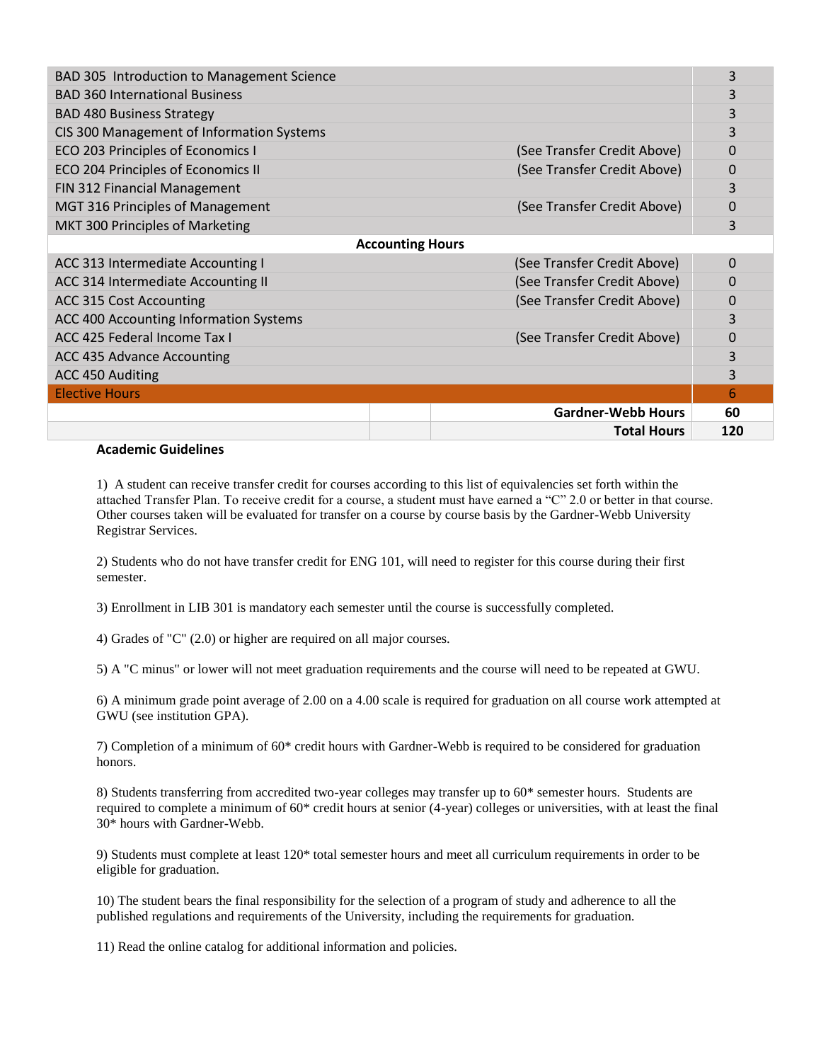| | | |
|---|---|---|
| BAD 305 Introduction to Management Science | | 3 |
| BAD 360 International Business | | 3 |
| BAD 480 Business Strategy | | 3 |
| CIS 300 Management of Information Systems | | 3 |
| ECO 203 Principles of Economics I | (See Transfer Credit Above) | 0 |
| ECO 204 Principles of Economics II | (See Transfer Credit Above) | 0 |
| FIN 312 Financial Management | | 3 |
| MGT 316 Principles of Management | (See Transfer Credit Above) | 0 |
| MKT 300 Principles of Marketing | | 3 |
| **Accounting Hours** | | |
| ACC 313 Intermediate Accounting I | (See Transfer Credit Above) | 0 |
| ACC 314 Intermediate Accounting II | (See Transfer Credit Above) | 0 |
| ACC 315 Cost Accounting | (See Transfer Credit Above) | 0 |
| ACC 400 Accounting Information Systems | | 3 |
| ACC 425 Federal Income Tax I | (See Transfer Credit Above) | 0 |
| ACC 435 Advance Accounting | | 3 |
| ACC 450 Auditing | | 3 |
| Elective Hours | | 6 |
| | **Gardner-Webb Hours** | **60** |
| | **Total Hours** | **120** |

**Academic Guidelines**

1) A student can receive transfer credit for courses according to this list of equivalencies set forth within the attached Transfer Plan. To receive credit for a course, a student must have earned a "C" 2.0 or better in that course. Other courses taken will be evaluated for transfer on a course by course basis by the Gardner-Webb University Registrar Services.

2) Students who do not have transfer credit for ENG 101, will need to register for this course during their first semester.

3) Enrollment in LIB 301 is mandatory each semester until the course is successfully completed.

4) Grades of "C" (2.0) or higher are required on all major courses.

5) A "C minus" or lower will not meet graduation requirements and the course will need to be repeated at GWU.

6) A minimum grade point average of 2.00 on a 4.00 scale is required for graduation on all course work attempted at GWU (see institution GPA).

7) Completion of a minimum of 60* credit hours with Gardner-Webb is required to be considered for graduation honors.

8) Students transferring from accredited two-year colleges may transfer up to 60* semester hours. Students are required to complete a minimum of 60* credit hours at senior (4-year) colleges or universities, with at least the final 30* hours with Gardner-Webb.

9) Students must complete at least 120* total semester hours and meet all curriculum requirements in order to be eligible for graduation.

10) The student bears the final responsibility for the selection of a program of study and adherence to all the published regulations and requirements of the University, including the requirements for graduation.

11) Read the online catalog for additional information and policies.